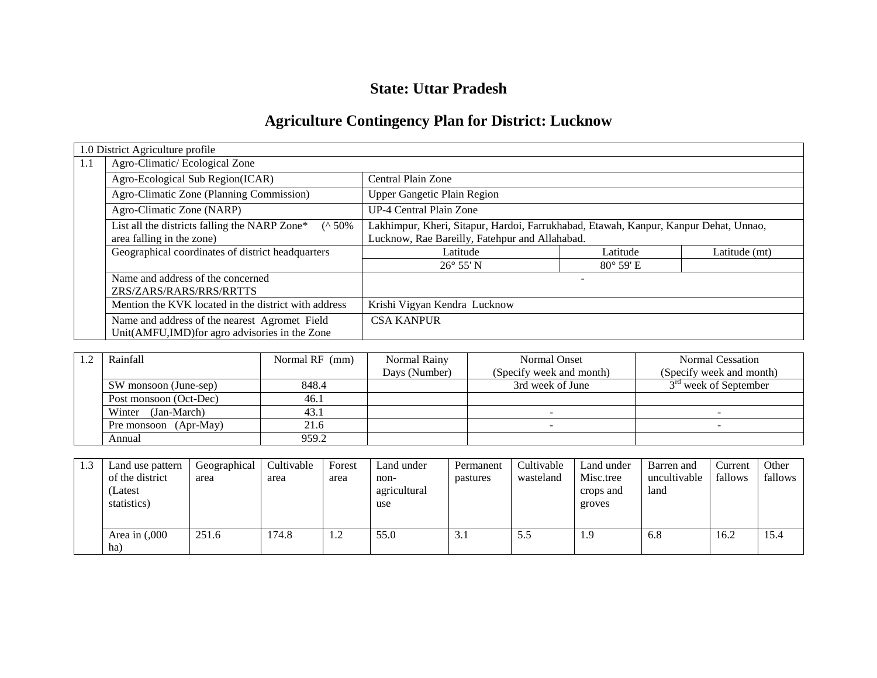# State: Uttar Pradesh

## Agriculture Contingency Plan for District: Lucknow

| 1.0 District Agriculture profile | | | | |
|---|---|---|---|---|
| 1.1 | Agro-Climatic/ Ecological Zone | | | |
| | Agro-Ecological Sub Region(ICAR) | Central Plain Zone | | |
| | Agro-Climatic Zone (Planning Commission) | Upper Gangetic Plain Region | | |
| | Agro-Climatic Zone (NARP) | UP-4 Central Plain Zone | | |
| | List all the districts falling the NARP Zone* (^ 50% area falling in the zone) | Lakhimpur, Kheri, Sitapur, Hardoi, Farrukhabad, Etawah, Kanpur, Kanpur Dehat, Unnao, Lucknow, Rae Bareilly, Fatehpur and Allahabad. | | |
| | Geographical coordinates of district headquarters | Latitude | Latitude | Latitude (mt) |
| | | 26° 55' N | 80° 59' E | |
| | Name and address of the concerned ZRS/ZARS/RARS/RRS/RRTTS | - | | |
| | Mention the KVK located in the district with address | Krishi Vigyan Kendra Lucknow | | |
| | Name and address of the nearest Agromet Field Unit(AMFU,IMD)for agro advisories in the Zone | CSA KANPUR | | |

| 1.2 | Rainfall | Normal RF (mm) | Normal Rainy Days (Number) | Normal Onset (Specify week and month) | Normal Cessation (Specify week and month) |
|---|---|---|---|---|---|
| | SW monsoon (June-sep) | 848.4 | | 3rd week of June | 3rd week of September |
| | Post monsoon (Oct-Dec) | 46.1 | | | |
| | Winter (Jan-March) | 43.1 | | - | - |
| | Pre monsoon (Apr-May) | 21.6 | | - | - |
| | Annual | 959.2 | | | |

| 1.3 | Land use pattern of the district (Latest statistics) | Geographical area | Cultivable area | Forest area | Land under non-agricultural use | Permanent pastures | Cultivable wasteland | Land under Misc.tree crops and groves | Barren and uncultivable land | Current fallows | Other fallows |
|---|---|---|---|---|---|---|---|---|---|---|---|
| | Area in (,000 ha) | 251.6 | 174.8 | 1.2 | 55.0 | 3.1 | 5.5 | 1.9 | 6.8 | 16.2 | 15.4 |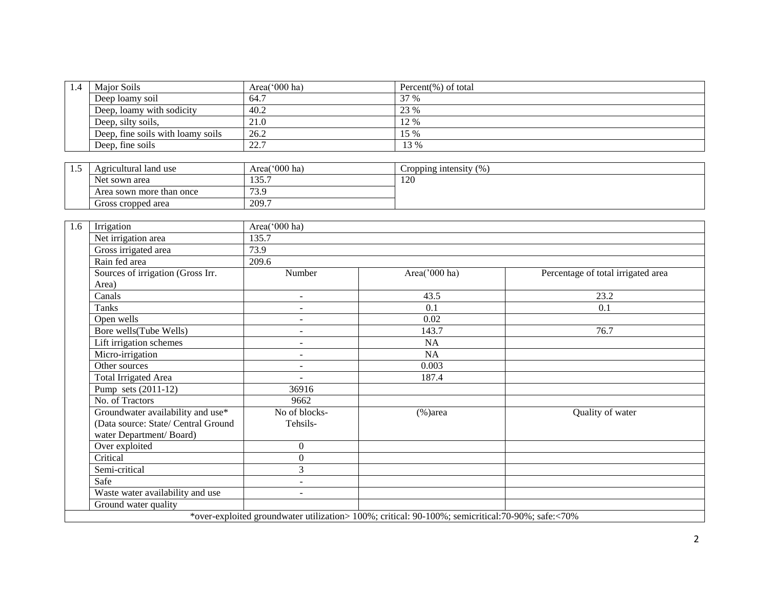| 1.4 | Major Soils | Area('000 ha) | Percent(%) of total |
|---|---|---|---|
| | Deep loamy soil | 64.7 | 37 % |
| | Deep, loamy with sodicity | 40.2 | 23 % |
| | Deep, silty soils, | 21.0 | 12 % |
| | Deep, fine soils with loamy soils | 26.2 | 15 % |
| | Deep, fine soils | 22.7 | 13 % |

| 1.5 | Agricultural land use | Area('000 ha) | Cropping intensity (%) |
|---|---|---|---|
| | Net sown area | 135.7 | 120 |
| | Area sown more than once | 73.9 | |
| | Gross cropped area | 209.7 | |

| 1.6 | Irrigation | Area('000 ha) | | |
|---|---|---|---|---|
| | Net irrigation area | 135.7 | | |
| | Gross irrigated area | 73.9 | | |
| | Rain fed area | 209.6 | | |
| | Sources of irrigation (Gross Irr. Area) | Number | Area('000 ha) | Percentage of total irrigated area |
| | Canals | - | 43.5 | 23.2 |
| | Tanks | - | 0.1 | 0.1 |
| | Open wells | - | 0.02 | |
| | Bore wells(Tube Wells) | - | 143.7 | 76.7 |
| | Lift irrigation schemes | - | NA | |
| | Micro-irrigation | - | NA | |
| | Other sources | - | 0.003 | |
| | Total Irrigated Area | - | 187.4 | |
| | Pump sets (2011-12) | 36916 | | |
| | No. of Tractors | 9662 | | |
| | Groundwater availability and use* (Data source: State/ Central Ground water Department/ Board) | No of blocks-Tehsils- | (%)area | Quality of water |
| | Over exploited | 0 | | |
| | Critical | 0 | | |
| | Semi-critical | 3 | | |
| | Safe | - | | |
| | Waste water availability and use | - | | |
| | Ground water quality | | | |

*over-exploited groundwater utilization> 100%; critical: 90-100%; semicritical:70-90%; safe:<70%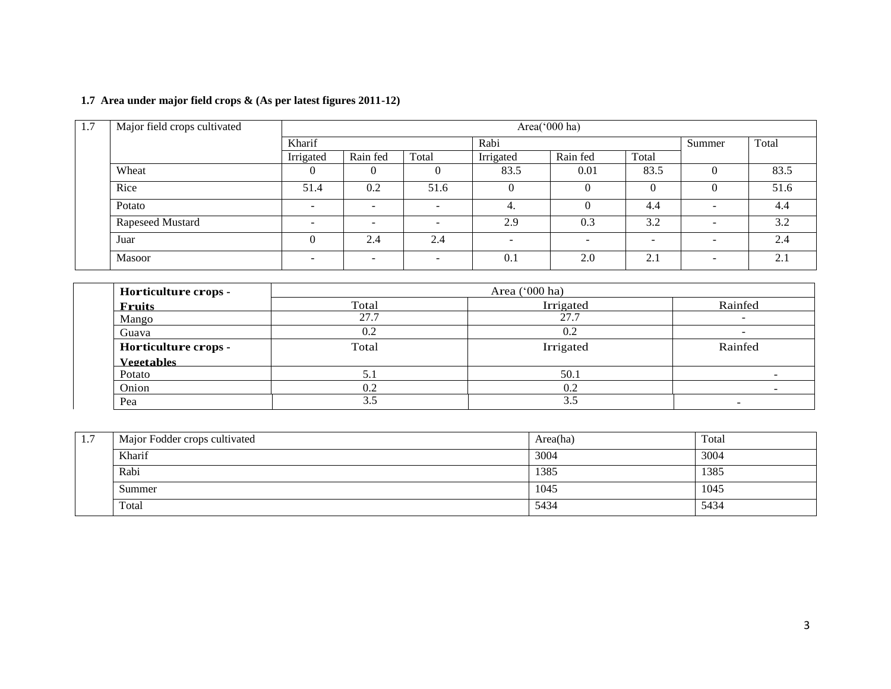**1.7 Area under major field crops & (As per latest figures 2011-12)**

| 1.7 | Major field crops cultivated | Area('000 ha) | | | | | | | |
|---|---|---|---|---|---|---|---|---|---|
| | | Kharif | | | Rabi | | | Summer | Total |
| | | Irrigated | Rain fed | Total | Irrigated | Rain fed | Total | | |
| | Wheat | 0 | 0 | 0 | 83.5 | 0.01 | 83.5 | 0 | 83.5 |
| | Rice | 51.4 | 0.2 | 51.6 | 0 | 0 | 0 | 0 | 51.6 |
| | Potato | - | - | - | 4. | 0 | 4.4 | - | 4.4 |
| | Rapeseed Mustard | - | - | - | 2.9 | 0.3 | 3.2 | - | 3.2 |
| | Juar | 0 | 2.4 | 2.4 | - | - | - | - | 2.4 |
| | Masoor | - | - | - | 0.1 | 2.0 | 2.1 | - | 2.1 |

| | Horticulture crops - Fruits | Area ('000 ha) | | |
|---|---|---|---|---|
| | | Total | Irrigated | Rainfed |
| | Mango | 27.7 | 27.7 | - |
| | Guava | 0.2 | 0.2 | - |
| | **Horticulture crops - Vegetables** | Total | Irrigated | Rainfed |
| | Potato | 5.1 | 50.1 | - |
| | Onion | 0.2 | 0.2 | - |
| | Pea | 3.5 | 3.5 | - |

| 1.7 | Major Fodder crops cultivated | Area(ha) | Total |
|---|---|---|---|
| | Kharif | 3004 | 3004 |
| | Rabi | 1385 | 1385 |
| | Summer | 1045 | 1045 |
| | Total | 5434 | 5434 |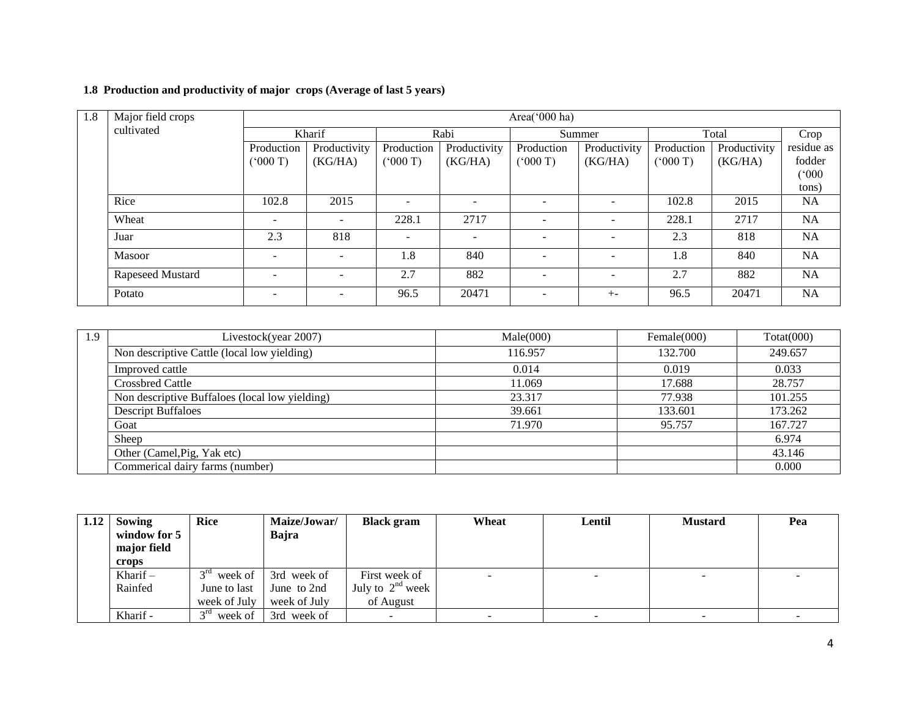**1.8 Production and productivity of major crops (Average of last 5 years)**

| 1.8 | Major field crops cultivated | Area('000 ha) | | | | | | | | |
|---|---|---|---|---|---|---|---|---|---|---|
| | | Kharif | | Rabi | | Summer | | Total | | Crop residue as fodder ('000 tons) |
| | | Production ('000 T) | Productivity (KG/HA) | Production ('000 T) | Productivity (KG/HA) | Production ('000 T) | Productivity (KG/HA) | Production ('000 T) | Productivity (KG/HA) | |
| | Rice | 102.8 | 2015 | - | - | - | - | 102.8 | 2015 | NA |
| | Wheat | - | - | 228.1 | 2717 | - | - | 228.1 | 2717 | NA |
| | Juar | 2.3 | 818 | - | - | - | - | 2.3 | 818 | NA |
| | Masoor | - | - | 1.8 | 840 | - | - | 1.8 | 840 | NA |
| | Rapeseed Mustard | - | - | 2.7 | 882 | - | - | 2.7 | 882 | NA |
| | Potato | - | - | 96.5 | 20471 | - | +- | 96.5 | 20471 | NA |

| 1.9 | Livestock(year 2007) | Male(000) | Female(000) | Totat(000) |
|---|---|---|---|---|
| | Non descriptive Cattle (local low yielding) | 116.957 | 132.700 | 249.657 |
| | Improved cattle | 0.014 | 0.019 | 0.033 |
| | Crossbred Cattle | 11.069 | 17.688 | 28.757 |
| | Non descriptive Buffaloes (local low yielding) | 23.317 | 77.938 | 101.255 |
| | Descript Buffaloes | 39.661 | 133.601 | 173.262 |
| | Goat | 71.970 | 95.757 | 167.727 |
| | Sheep | | | 6.974 |
| | Other (Camel,Pig, Yak etc) | | | 43.146 |
| | Commerical dairy farms (number) | | | 0.000 |

| 1.12 | **Sowing window for 5 major field crops** | **Rice** | **Maize/Jowar/ Bajra** | **Black gram** | **Wheat** | **Lentil** | **Mustard** | **Pea** |
|---|---|---|---|---|---|---|---|---|
| | Kharif – Rainfed | 3rd week of June to last week of July | 3rd week of June to 2nd week of July | First week of July to 2nd week of August | - | - | - | - |
| | Kharif - | 3rd week of | 3rd week of | - | - | - | - | - |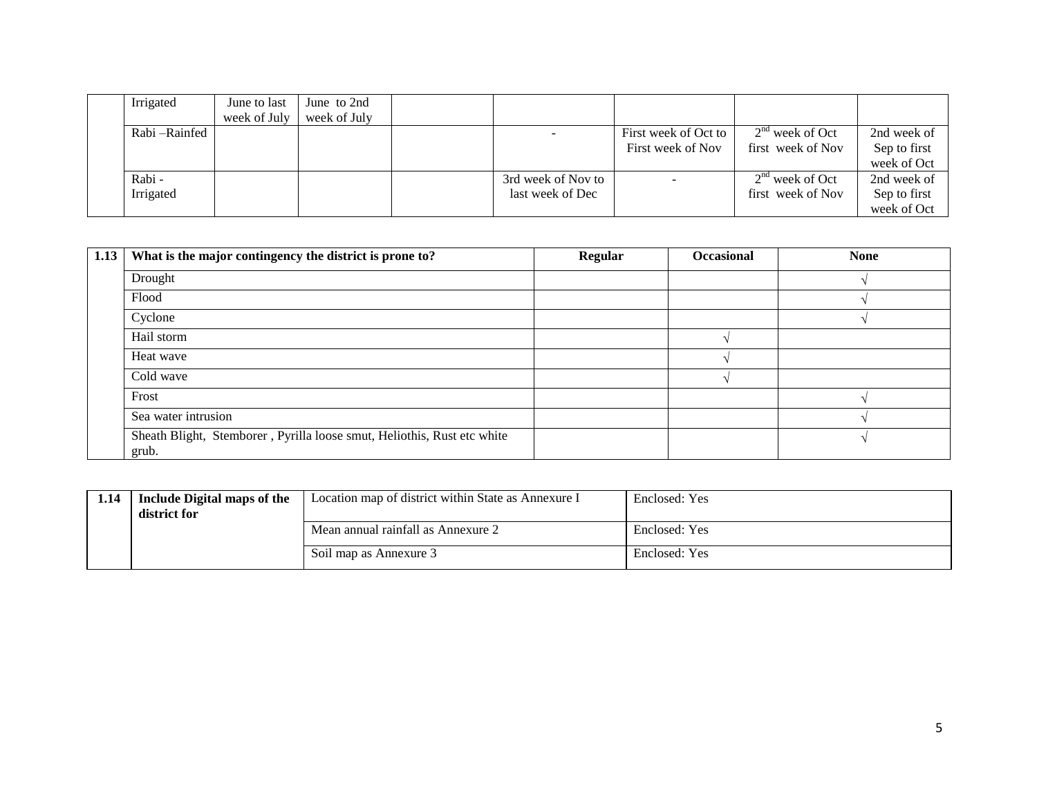| | | | | | | | | |
|---|---|---|---|---|---|---|---|---|
| | Irrigated | June to last week of July | June to 2nd week of July | | | | | |
| | Rabi –Rainfed | | | | - | First week of Oct to First week of Nov | 2nd week of Oct first week of Nov | 2nd week of Sep to first week of Oct |
| | Rabi - Irrigated | | | | 3rd week of Nov to last week of Dec | - | 2nd week of Oct first week of Nov | 2nd week of Sep to first week of Oct |

| 1.13 | What is the major contingency the district is prone to? | Regular | Occasional | None |
|---|---|---|---|---|
| | Drought | | | √ |
| | Flood | | | √ |
| | Cyclone | | | √ |
| | Hail storm | | √ | |
| | Heat wave | | √ | |
| | Cold wave | | √ | |
| | Frost | | | √ |
| | Sea water intrusion | | | √ |
| | Sheath Blight, Stemborer , Pyrilla loose smut, Heliothis, Rust etc white grub. | | | √ |

| 1.14 | Include Digital maps of the district for | Location map of district within State as Annexure I | Enclosed: Yes |
|---|---|---|---|
| | | Mean annual rainfall as Annexure 2 | Enclosed: Yes |
| | | Soil map as Annexure 3 | Enclosed: Yes |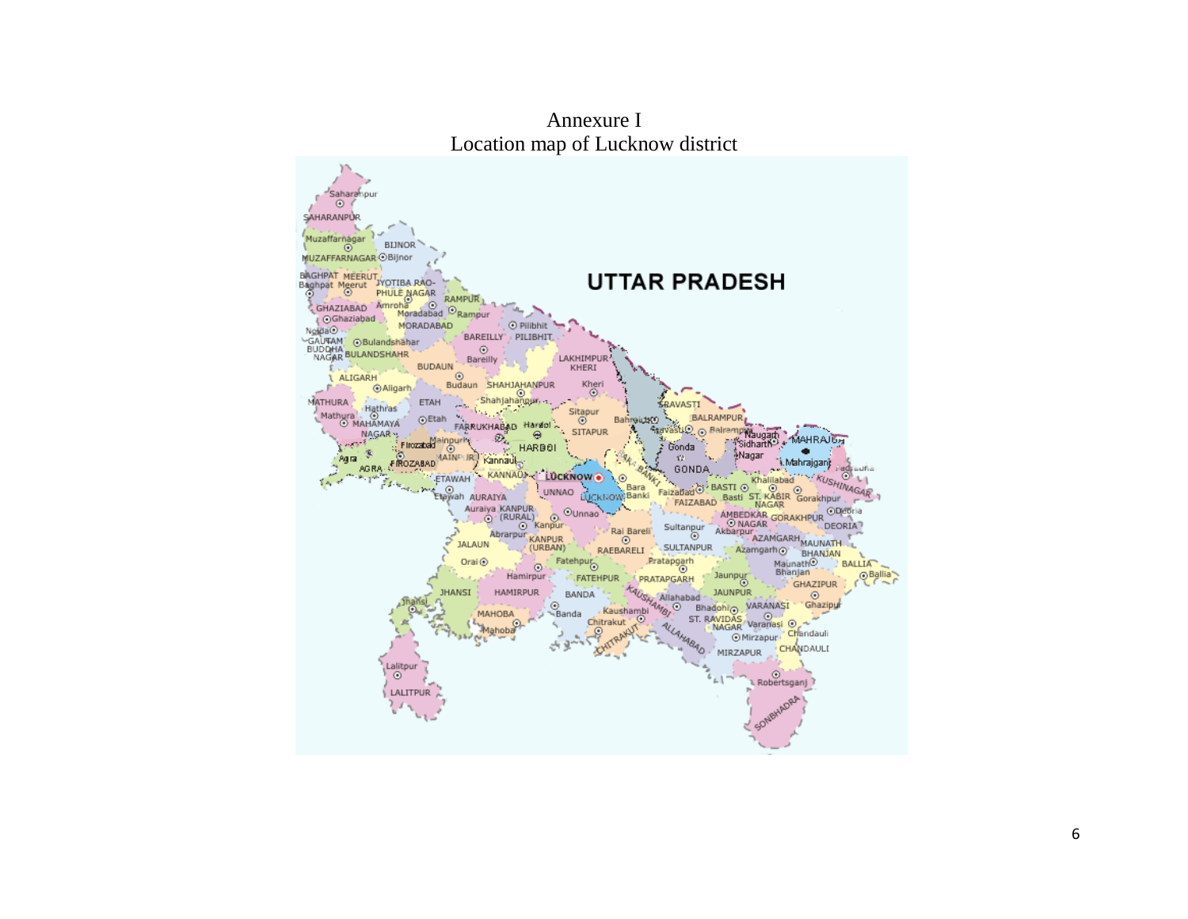Annexure I

Location map of Lucknow district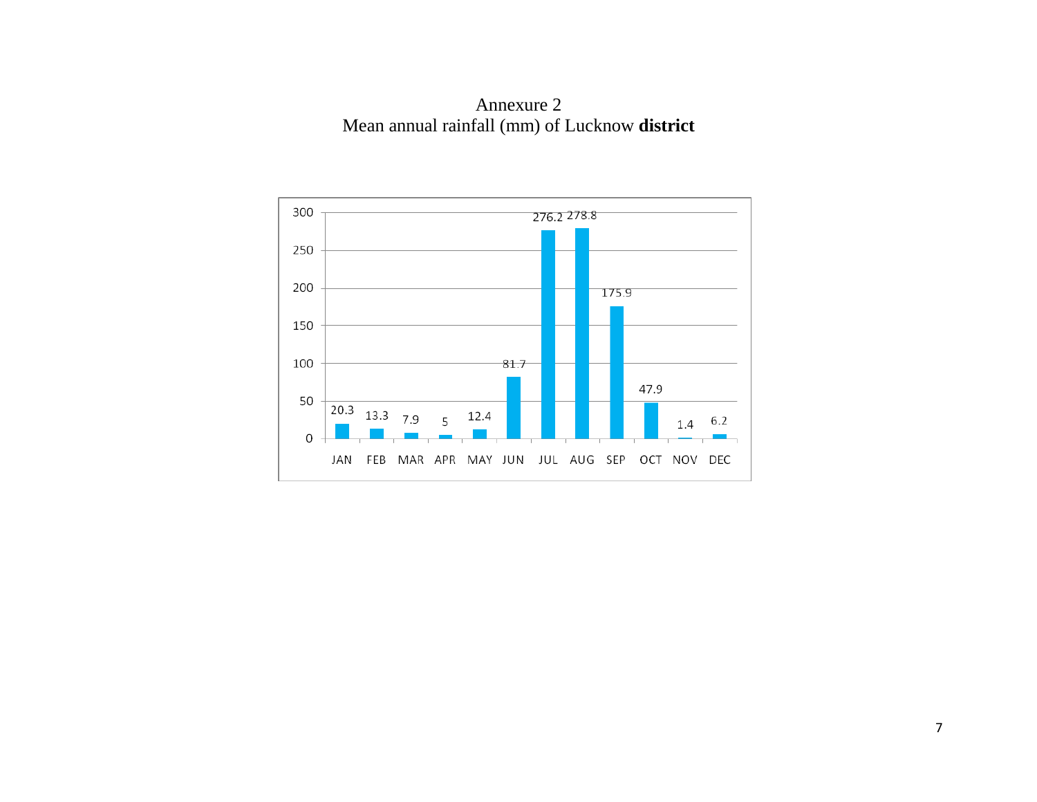Annexure 2

Mean annual rainfall (mm) of Lucknow **district**

| Month | Rainfall (mm) |
|---|---|
| JAN | 20.3 |
| FEB | 13.3 |
| MAR | 7.9 |
| APR | 5 |
| MAY | 12.4 |
| JUN | 81.7 |
| JUL | 276.2 |
| AUG | 278.8 |
| SEP | 175.9 |
| OCT | 47.9 |
| NOV | 1.4 |
| DEC | 6.2 |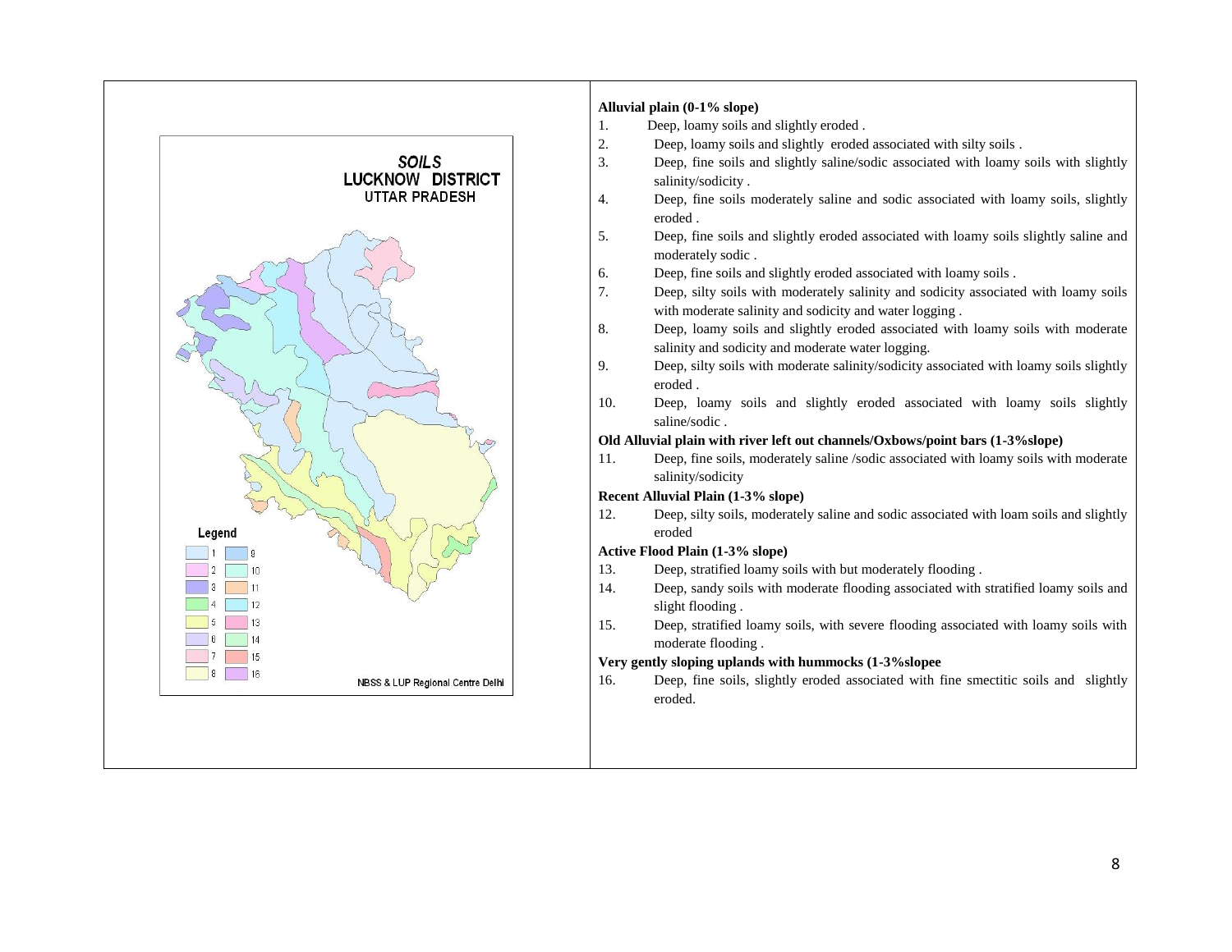**Alluvial plain (0-1% slope)**

1. Deep, loamy soils and slightly eroded .
2. Deep, loamy soils and slightly eroded associated with silty soils .
3. Deep, fine soils and slightly saline/sodic associated with loamy soils with slightly salinity/sodicity .
4. Deep, fine soils moderately saline and sodic associated with loamy soils, slightly eroded .
5. Deep, fine soils and slightly eroded associated with loamy soils slightly saline and moderately sodic .
6. Deep, fine soils and slightly eroded associated with loamy soils .
7. Deep, silty soils with moderately salinity and sodicity associated with loamy soils with moderate salinity and sodicity and water logging .
8. Deep, loamy soils and slightly eroded associated with loamy soils with moderate salinity and sodicity and moderate water logging.
9. Deep, silty soils with moderate salinity/sodicity associated with loamy soils slightly eroded .
10. Deep, loamy soils and slightly eroded associated with loamy soils slightly saline/sodic .

**Old Alluvial plain with river left out channels/Oxbows/point bars (1-3%slope)**

11. Deep, fine soils, moderately saline /sodic associated with loamy soils with moderate salinity/sodicity

**Recent Alluvial Plain (1-3% slope)**

12. Deep, silty soils, moderately saline and sodic associated with loam soils and slightly eroded

**Active Flood Plain (1-3% slope)**

13. Deep, stratified loamy soils with but moderately flooding .
14. Deep, sandy soils with moderate flooding associated with stratified loamy soils and slight flooding .
15. Deep, stratified loamy soils, with severe flooding associated with loamy soils with moderate flooding .

**Very gently sloping uplands with hummocks (1-3%slopee**

16. Deep, fine soils, slightly eroded associated with fine smectitic soils and slightly eroded.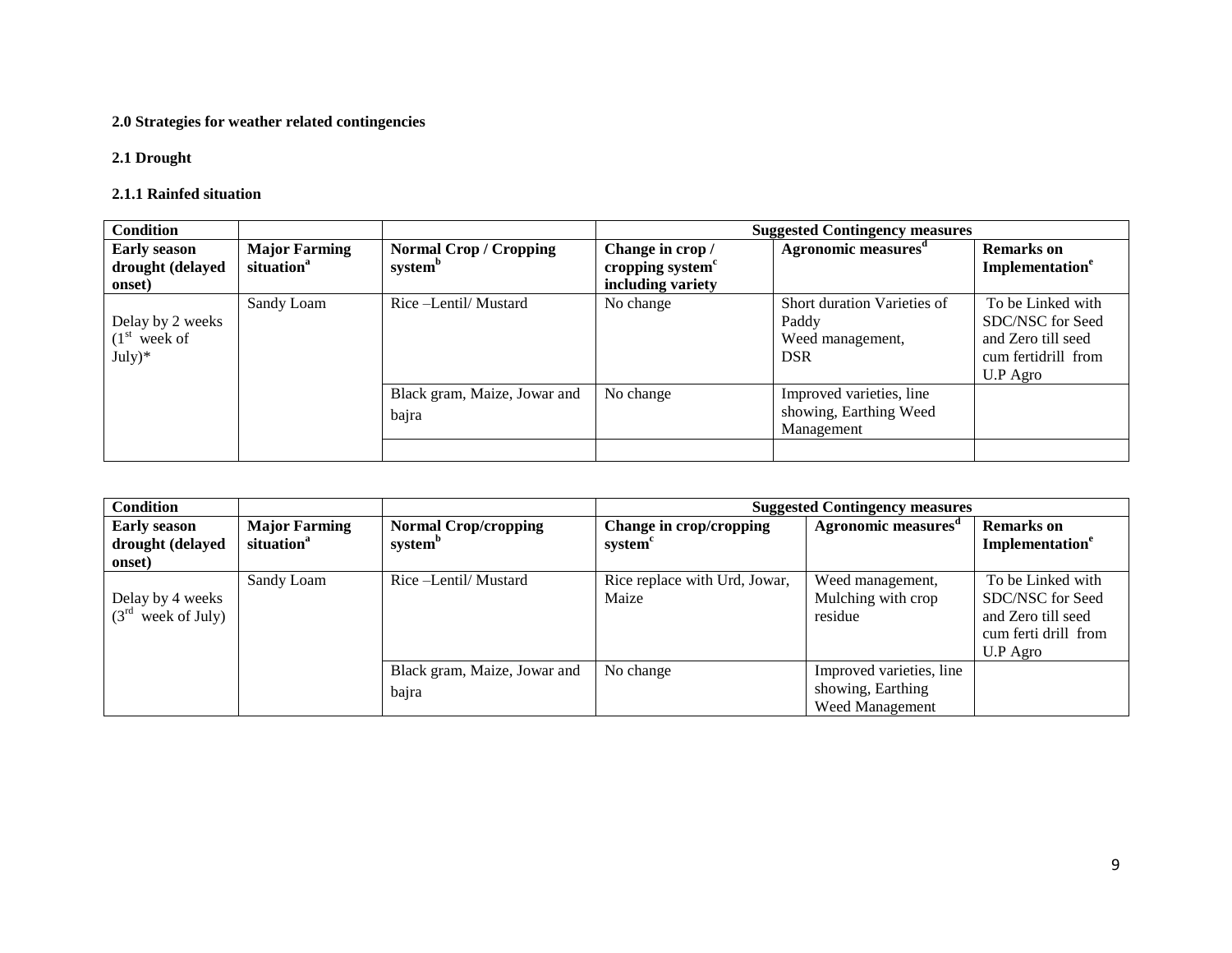**2.0 Strategies for weather related contingencies**

**2.1 Drought**

**2.1.1 Rainfed situation**

| Condition | | | Suggested Contingency measures | | |
|---|---|---|---|---|---|
| **Early season drought (delayed onset)** | **Major Farming situation[a]** | **Normal Crop / Cropping system[b]** | **Change in crop / cropping system[c] including variety** | **Agronomic measures[d]** | **Remarks on Implementation[e]** |
| Delay by 2 weeks (1st week of July)* | Sandy Loam | Rice –Lentil/ Mustard | No change | Short duration Varieties of Paddy Weed management, DSR | To be Linked with SDC/NSC for Seed and Zero till seed cum fertidrill from U.P Agro |
| | | Black gram, Maize, Jowar and bajra | No change | Improved varieties, line showing, Earthing Weed Management | |
| | | | | | |

| Condition | | | Suggested Contingency measures | | |
|---|---|---|---|---|---|
| **Early season drought (delayed onset)** | **Major Farming situation[a]** | **Normal Crop/cropping system[b]** | **Change in crop/cropping system[c]** | **Agronomic measures[d]** | **Remarks on Implementation[e]** |
| Delay by 4 weeks (3rd week of July) | Sandy Loam | Rice –Lentil/ Mustard | Rice replace with Urd, Jowar, Maize | Weed management, Mulching with crop residue | To be Linked with SDC/NSC for Seed and Zero till seed cum ferti drill from U.P Agro |
| | | Black gram, Maize, Jowar and bajra | No change | Improved varieties, line showing, Earthing Weed Management | |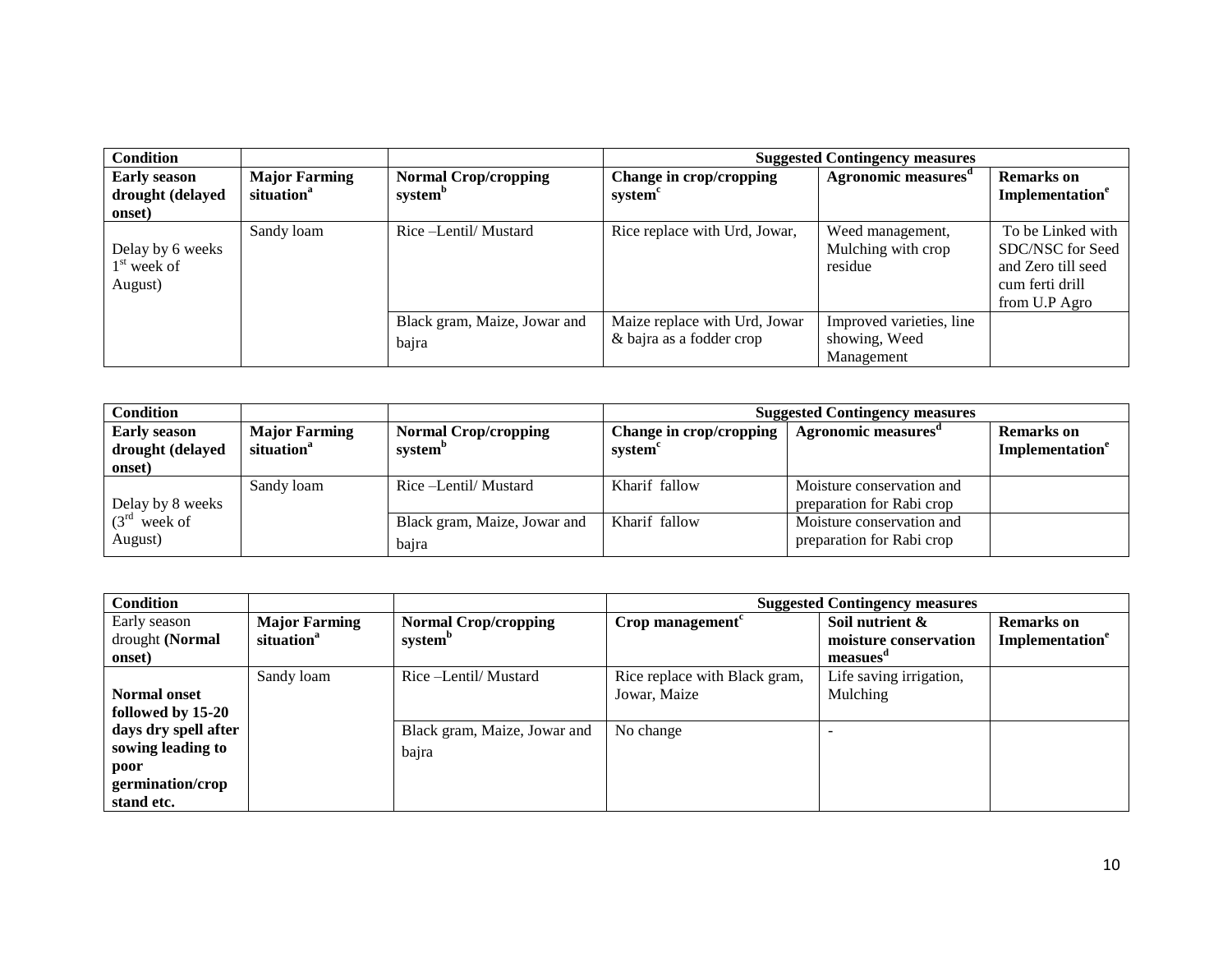| Condition | | | Suggested Contingency measures | | |
|---|---|---|---|---|---|
| **Early season drought (delayed onset)** | **Major Farming situation[a]** | **Normal Crop/cropping system[b]** | **Change in crop/cropping system[c]** | **Agronomic measures[d]** | **Remarks on Implementation[e]** |
| Delay by 6 weeks 1st week of August) | Sandy loam | Rice –Lentil/ Mustard | Rice replace with Urd, Jowar, | Weed management, Mulching with crop residue | To be Linked with SDC/NSC for Seed and Zero till seed cum ferti drill from U.P Agro |
| | | Black gram, Maize, Jowar and bajra | Maize replace with Urd, Jowar & bajra as a fodder crop | Improved varieties, line showing, Weed Management | |

| Condition | | | Suggested Contingency measures | | |
|---|---|---|---|---|---|
| **Early season drought (delayed onset)** | **Major Farming situation[a]** | **Normal Crop/cropping system[b]** | **Change in crop/cropping system[c]** | **Agronomic measures[d]** | **Remarks on Implementation[e]** |
| Delay by 8 weeks (3rd week of August) | Sandy loam | Rice –Lentil/ Mustard | Kharif fallow | Moisture conservation and preparation for Rabi crop | |
| | | Black gram, Maize, Jowar and bajra | Kharif fallow | Moisture conservation and preparation for Rabi crop | |

| Condition | | | Suggested Contingency measures | | |
|---|---|---|---|---|---|
| Early season drought **(Normal onset)** | **Major Farming situation[a]** | **Normal Crop/cropping system[b]** | **Crop management[c]** | **Soil nutrient & moisture conservation measues[d]** | **Remarks on Implementation[e]** |
| **Normal onset followed by 15-20 days dry spell after sowing leading to poor germination/crop stand etc.** | Sandy loam | Rice –Lentil/ Mustard | Rice replace with Black gram, Jowar, Maize | Life saving irrigation, Mulching | |
| | | Black gram, Maize, Jowar and bajra | No change | - | |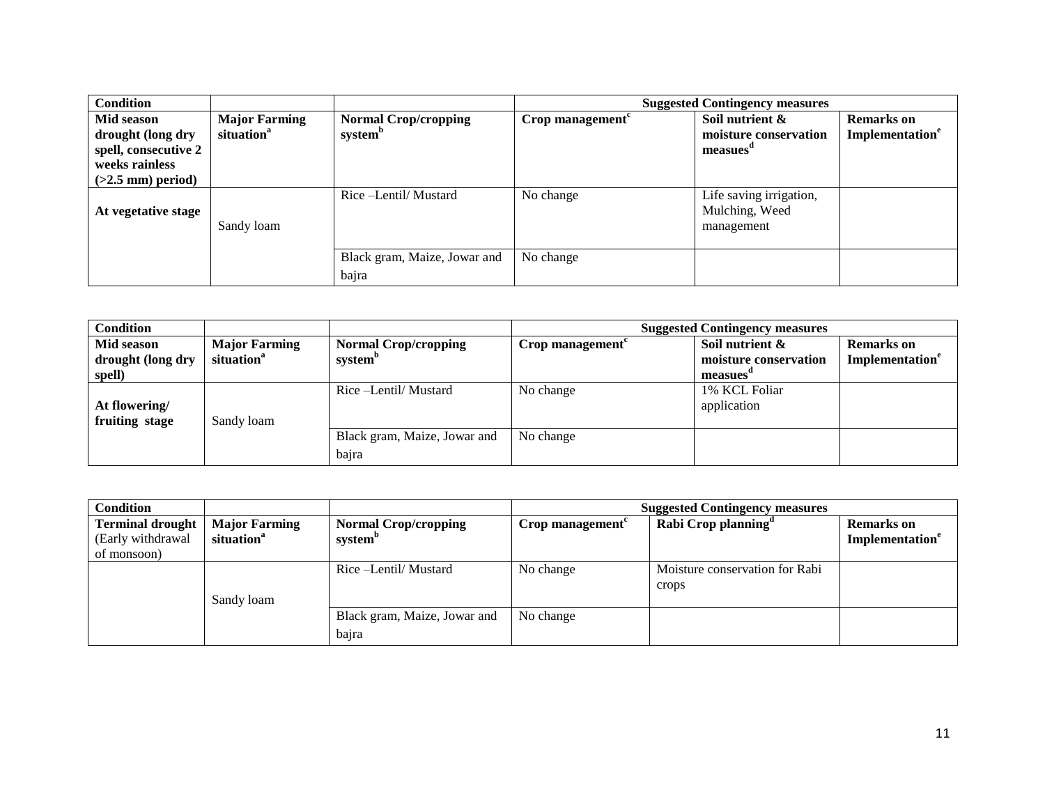| Condition | | | Suggested Contingency measures | | |
|---|---|---|---|---|---|
| **Mid season drought (long dry spell, consecutive 2 weeks rainless (>2.5 mm) period)** | **Major Farming situation[a]** | **Normal Crop/cropping system[b]** | **Crop management[c]** | **Soil nutrient & moisture conservation measues[d]** | **Remarks on Implementation[e]** |
| **At vegetative stage** | Sandy loam | Rice –Lentil/ Mustard | No change | Life saving irrigation, Mulching, Weed management | |
| | | Black gram, Maize, Jowar and bajra | No change | | |

| Condition | | | Suggested Contingency measures | | |
|---|---|---|---|---|---|
| **Mid season drought (long dry spell)** | **Major Farming situation[a]** | **Normal Crop/cropping system[b]** | **Crop management[c]** | **Soil nutrient & moisture conservation measues[d]** | **Remarks on Implementation[e]** |
| **At flowering/ fruiting stage** | Sandy loam | Rice –Lentil/ Mustard | No change | 1% KCL Foliar application | |
| | | Black gram, Maize, Jowar and bajra | No change | | |

| Condition | | | Suggested Contingency measures | | |
|---|---|---|---|---|---|
| **Terminal drought** (Early withdrawal of monsoon) | **Major Farming situation[a]** | **Normal Crop/cropping system[b]** | **Crop management[c]** | **Rabi Crop planning[d]** | **Remarks on Implementation[e]** |
| | Sandy loam | Rice –Lentil/ Mustard | No change | Moisture conservation for Rabi crops | |
| | | Black gram, Maize, Jowar and bajra | No change | | |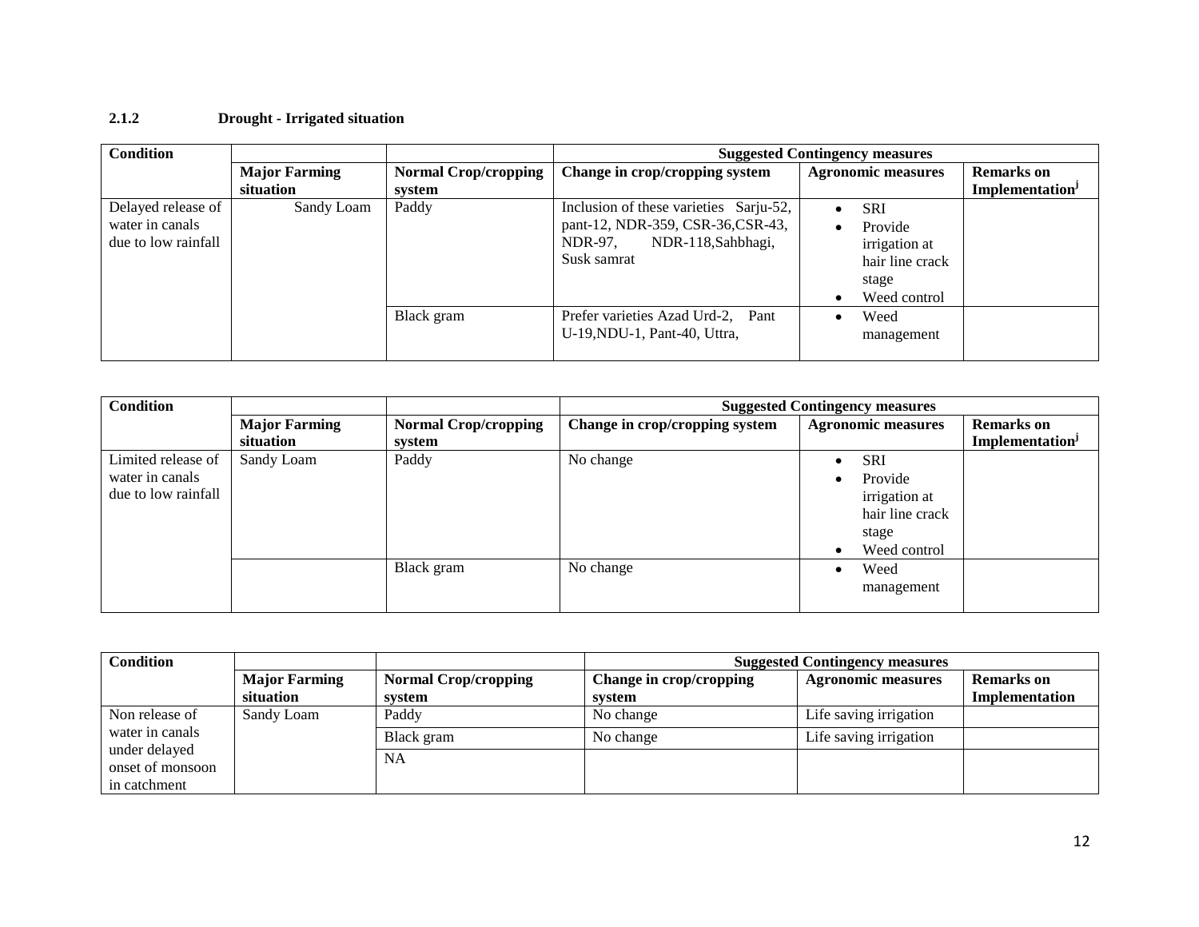### 2.1.2 Drought - Irrigated situation

| Condition | | | Suggested Contingency measures | | |
|---|---|---|---|---|---|
| | Major Farming situation | Normal Crop/cropping system | Change in crop/cropping system | Agronomic measures | Remarks on Implementation[j] |
| Delayed release of water in canals due to low rainfall | Sandy Loam | Paddy | Inclusion of these varieties Sarju-52, pant-12, NDR-359, CSR-36,CSR-43, NDR-97, NDR-118,Sahbhagi, Susk samrat | • SRI<br>• Provide irrigation at hair line crack stage<br>• Weed control | |
| | | Black gram | Prefer varieties Azad Urd-2, Pant U-19,NDU-1, Pant-40, Uttra, | • Weed management | |

| Condition | | | Suggested Contingency measures | | |
|---|---|---|---|---|---|
| | Major Farming situation | Normal Crop/cropping system | Change in crop/cropping system | Agronomic measures | Remarks on Implementation[j] |
| Limited release of water in canals due to low rainfall | Sandy Loam | Paddy | No change | • SRI<br>• Provide irrigation at hair line crack stage<br>• Weed control | |
| | | Black gram | No change | • Weed management | |

| Condition | | | Suggested Contingency measures | | |
|---|---|---|---|---|---|
| | Major Farming situation | Normal Crop/cropping system | Change in crop/cropping system | Agronomic measures | Remarks on Implementation |
| Non release of water in canals under delayed onset of monsoon in catchment | Sandy Loam | Paddy | No change | Life saving irrigation | |
| | | Black gram | No change | Life saving irrigation | |
| | | NA | | | |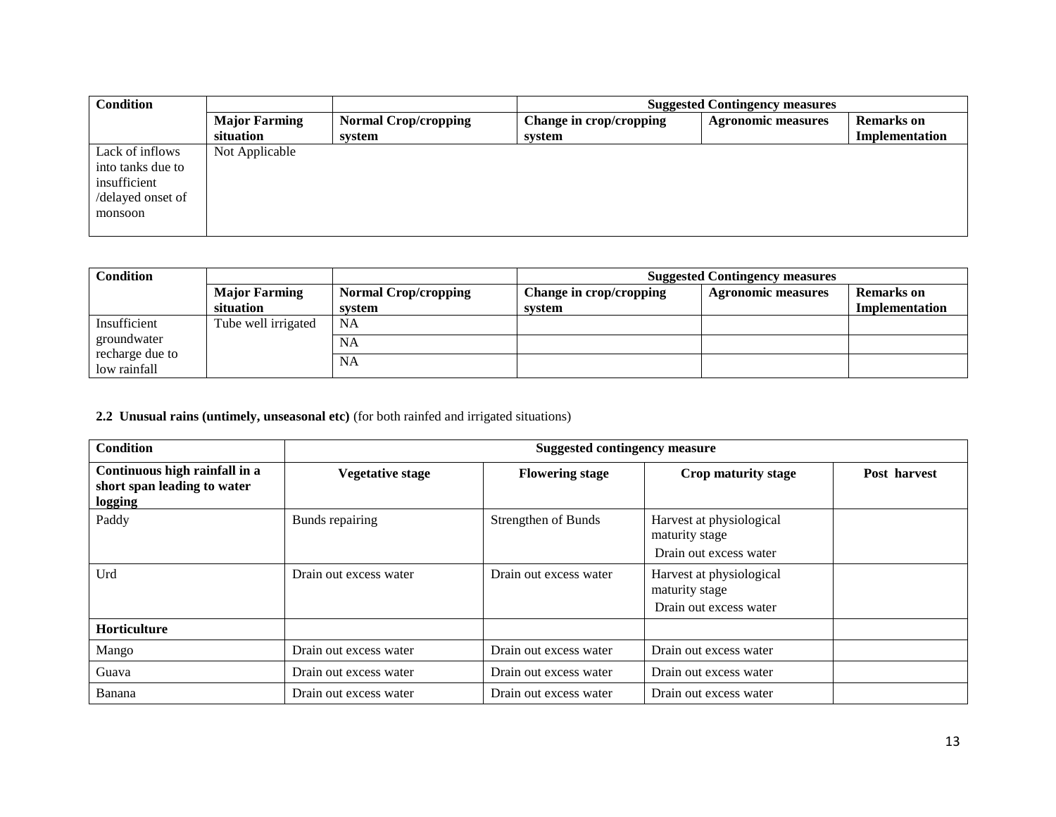| Condition | | | Suggested Contingency measures | | |
|---|---|---|---|---|---|
| | Major Farming situation | Normal Crop/cropping system | Change in crop/cropping system | Agronomic measures | Remarks on Implementation |
| Lack of inflows into tanks due to insufficient /delayed onset of monsoon | Not Applicable | | | | |

| Condition | | | Suggested Contingency measures | | |
|---|---|---|---|---|---|
| | Major Farming situation | Normal Crop/cropping system | Change in crop/cropping system | Agronomic measures | Remarks on Implementation |
| Insufficient groundwater recharge due to low rainfall | Tube well irrigated | NA | | | |
| | | NA | | | |
| | | NA | | | |

**2.2 Unusual rains (untimely, unseasonal etc)** (for both rainfed and irrigated situations)

| Condition | Suggested contingency measure | | | |
|---|---|---|---|---|
| **Continuous high rainfall in a short span leading to water logging** | **Vegetative stage** | **Flowering stage** | **Crop maturity stage** | **Post harvest** |
| Paddy | Bunds repairing | Strengthen of Bunds | Harvest at physiological maturity stage<br>Drain out excess water | |
| Urd | Drain out excess water | Drain out excess water | Harvest at physiological maturity stage<br>Drain out excess water | |
| **Horticulture** | | | | |
| Mango | Drain out excess water | Drain out excess water | Drain out excess water | |
| Guava | Drain out excess water | Drain out excess water | Drain out excess water | |
| Banana | Drain out excess water | Drain out excess water | Drain out excess water | |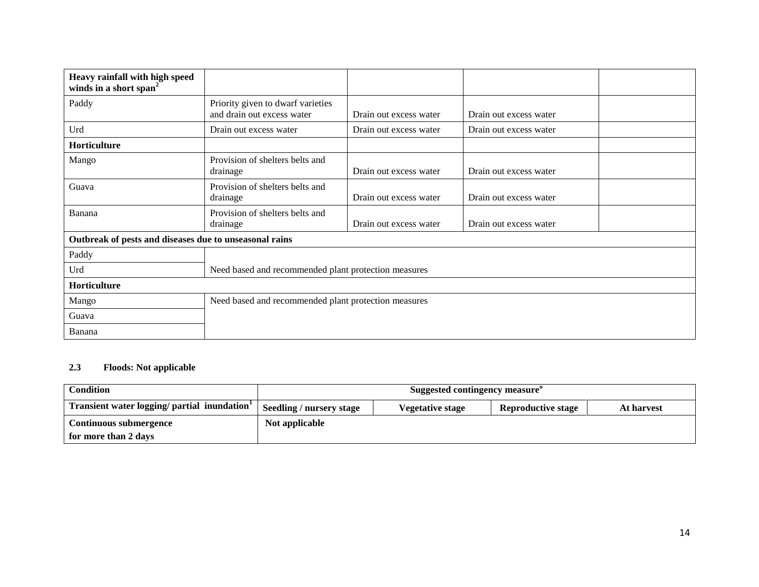| Heavy rainfall with high speed winds in a short span[2] | | | | |
|---|---|---|---|---|
| Paddy | Priority given to dwarf varieties and drain out excess water | Drain out excess water | Drain out excess water | |
| Urd | Drain out excess water | Drain out excess water | Drain out excess water | |
| **Horticulture** | | | | |
| Mango | Provision of shelters belts and drainage | Drain out excess water | Drain out excess water | |
| Guava | Provision of shelters belts and drainage | Drain out excess water | Drain out excess water | |
| Banana | Provision of shelters belts and drainage | Drain out excess water | Drain out excess water | |
| **Outbreak of pests and diseases due to unseasonal rains** | | | | |
| Paddy | Need based and recommended plant protection measures | | | |
| Urd | | | | |
| **Horticulture** | | | | |
| Mango | Need based and recommended plant protection measures | | | |
| Guava | | | | |
| Banana | | | | |

### 2.3 Floods: Not applicable

| Condition | Suggested contingency measure[o] | | | |
|---|---|---|---|---|
| **Transient water logging/ partial inundation[1]** | **Seedling / nursery stage** | **Vegetative stage** | **Reproductive stage** | **At harvest** |
| **Continuous submergence for more than 2 days** | **Not applicable** | | | |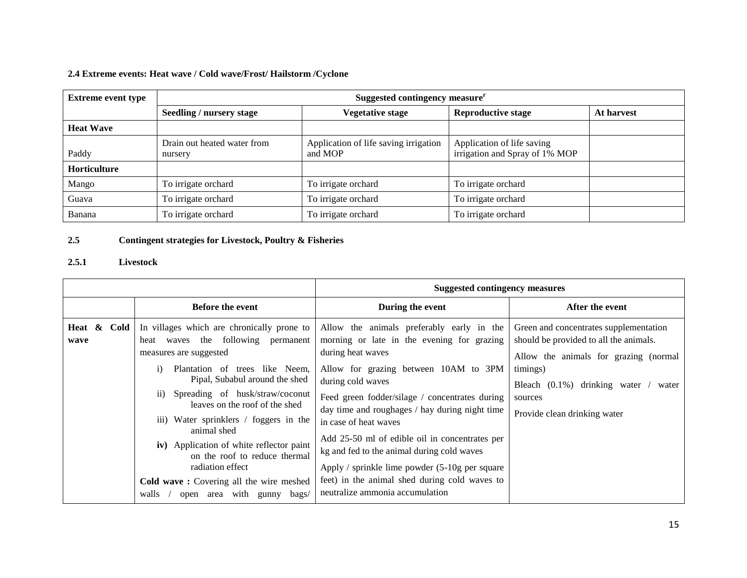**2.4 Extreme events: Heat wave / Cold wave/Frost/ Hailstorm /Cyclone**

| Extreme event type | Suggested contingency measure[r] | | | |
|---|---|---|---|---|
| | Seedling / nursery stage | Vegetative stage | Reproductive stage | At harvest |
| **Heat Wave** | | | | |
| Paddy | Drain out heated water from nursery | Application of life saving irrigation and MOP | Application of life saving irrigation and Spray of 1% MOP | |
| **Horticulture** | | | | |
| Mango | To irrigate orchard | To irrigate orchard | To irrigate orchard | |
| Guava | To irrigate orchard | To irrigate orchard | To irrigate orchard | |
| Banana | To irrigate orchard | To irrigate orchard | To irrigate orchard | |

**2.5 Contingent strategies for Livestock, Poultry & Fisheries**

**2.5.1 Livestock**

| | Suggested contingency measures | | |
|---|---|---|---|
| | Before the event | During the event | After the event |
| **Heat & Cold wave** | In villages which are chronically prone to heat waves the following permanent measures are suggested<br>i) Plantation of trees like Neem, Pipal, Subabul around the shed<br>ii) Spreading of husk/straw/coconut leaves on the roof of the shed<br>iii) Water sprinklers / foggers in the animal shed<br>**iv)** Application of white reflector paint on the roof to reduce thermal radiation effect<br>**Cold wave :** Covering all the wire meshed walls / open area with gunny bags/ | Allow the animals preferably early in the morning or late in the evening for grazing during heat waves<br>Allow for grazing between 10AM to 3PM during cold waves<br>Feed green fodder/silage / concentrates during day time and roughages / hay during night time in case of heat waves<br>Add 25-50 ml of edible oil in concentrates per kg and fed to the animal during cold waves<br>Apply / sprinkle lime powder (5-10g per square feet) in the animal shed during cold waves to neutralize ammonia accumulation | Green and concentrates supplementation should be provided to all the animals.<br>Allow the animals for grazing (normal timings)<br>Bleach (0.1%) drinking water / water sources<br>Provide clean drinking water |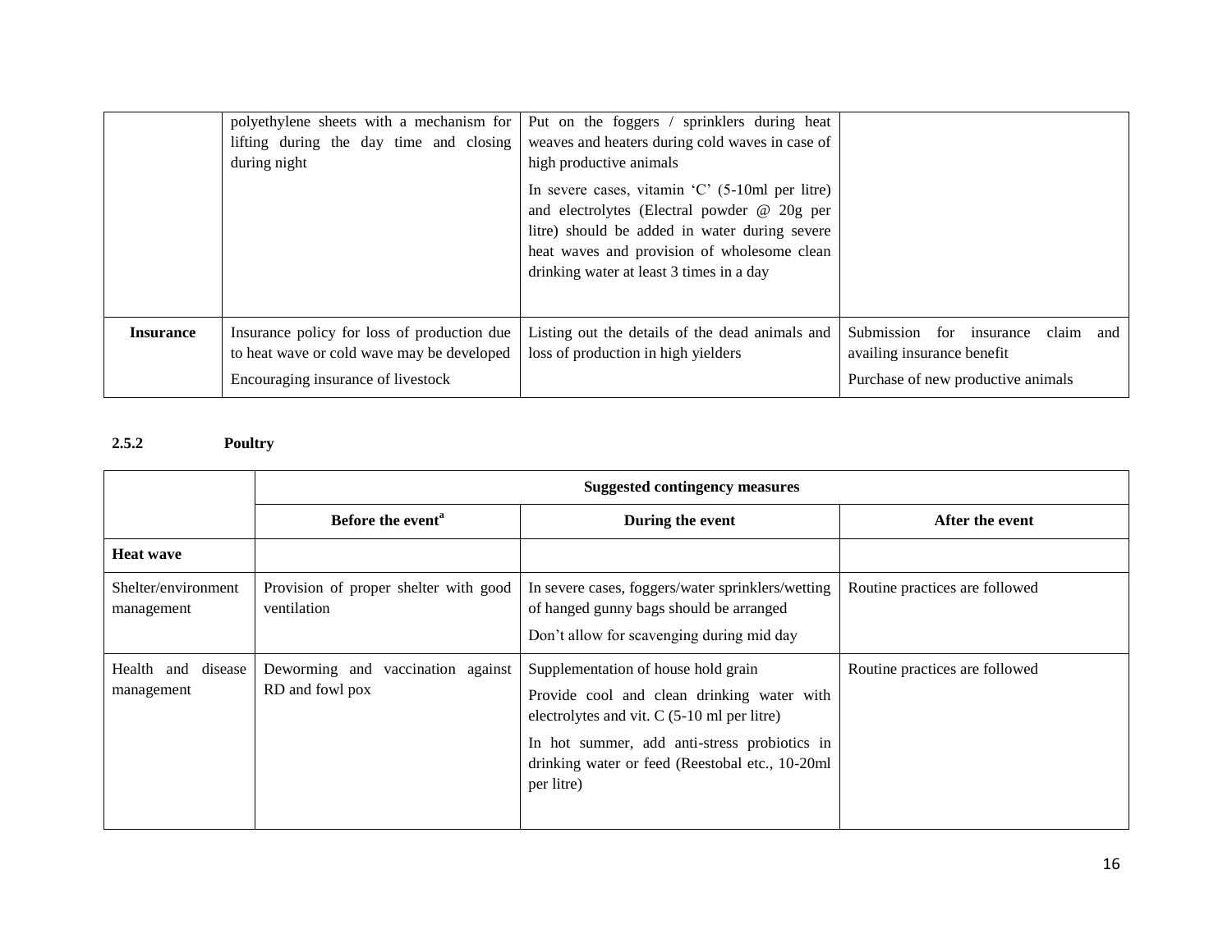|  |  |  |  |
|---|---|---|---|
|  | polyethylene sheets with a mechanism for lifting during the day time and closing during night | Put on the foggers / sprinklers during heat weaves and heaters during cold waves in case of high productive animals<br>In severe cases, vitamin 'C' (5-10ml per litre) and electrolytes (Electral powder @ 20g per litre) should be added in water during severe heat waves and provision of wholesome clean drinking water at least 3 times in a day |  |
| **Insurance** | Insurance policy for loss of production due to heat wave or cold wave may be developed<br>Encouraging insurance of livestock | Listing out the details of the dead animals and loss of production in high yielders | Submission for insurance claim and availing insurance benefit<br>Purchase of new productive animals |

#### 2.5.2 Poultry

|  | Suggested contingency measures | | |
|---|---|---|---|
|  | **Before the event**[a] | **During the event** | **After the event** |
| **Heat wave** |  |  |  |
| Shelter/environment management | Provision of proper shelter with good ventilation | In severe cases, foggers/water sprinklers/wetting of hanged gunny bags should be arranged<br>Don't allow for scavenging during mid day | Routine practices are followed |
| Health and disease management | Deworming and vaccination against RD and fowl pox | Supplementation of house hold grain<br>Provide cool and clean drinking water with electrolytes and vit. C (5-10 ml per litre)<br>In hot summer, add anti-stress probiotics in drinking water or feed (Reestobal etc., 10-20ml per litre) | Routine practices are followed |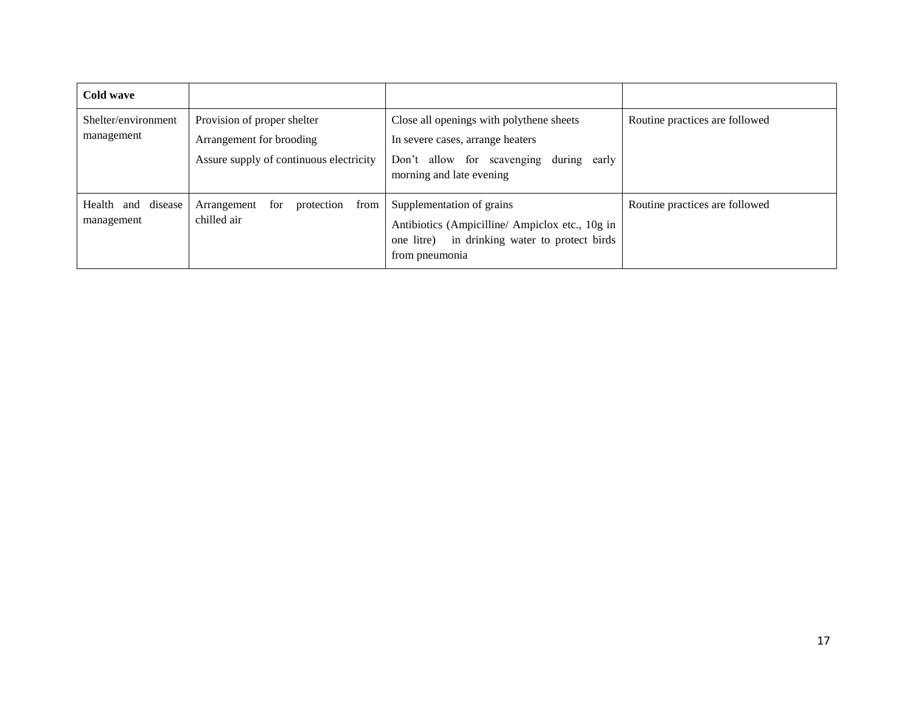| | | | |
|---|---|---|---|
| **Cold wave** | | | |
| Shelter/environment management | Provision of proper shelter<br>Arrangement for brooding<br>Assure supply of continuous electricity | Close all openings with polythene sheets<br>In severe cases, arrange heaters<br>Don't allow for scavenging during early morning and late evening | Routine practices are followed |
| Health and disease management | Arrangement for protection from chilled air | Supplementation of grains<br>Antibiotics (Ampicilline/ Ampiclox etc., 10g in one litre) in drinking water to protect birds from pneumonia | Routine practices are followed |